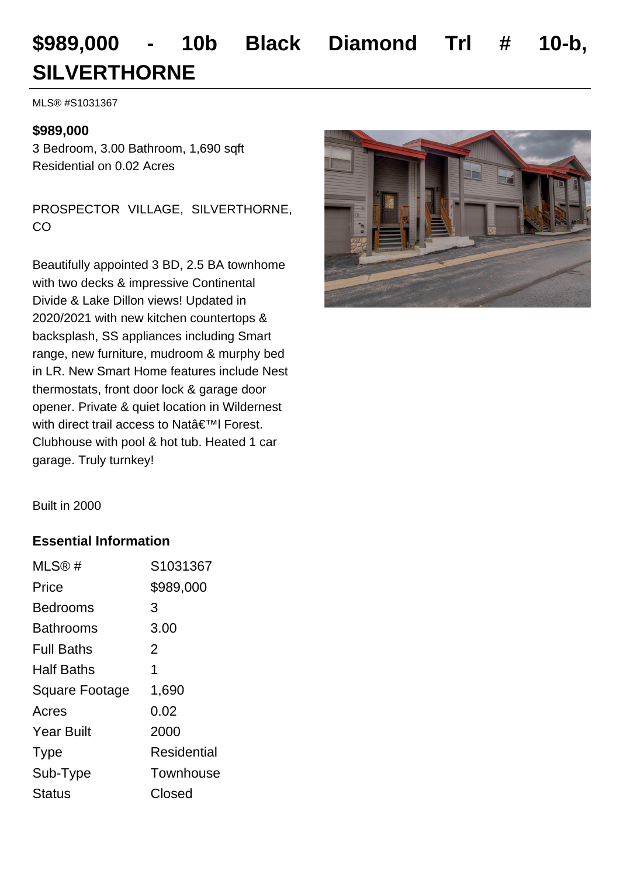# $989,000 - 10b Black Diamond Trl # 10-b, SILVERTHORNE

MLS® #S1031367

**$989,000**

3 Bedroom, 3.00 Bathroom, 1,690 sqft

Residential on 0.02 Acres

PROSPECTOR VILLAGE, SILVERTHORNE, CO

Beautifully appointed 3 BD, 2.5 BA townhome with two decks & impressive Continental Divide & Lake Dillon views! Updated in 2020/2021 with new kitchen countertops & backsplash, SS appliances including Smart range, new furniture, mudroom & murphy bed in LR. New Smart Home features include Nest thermostats, front door lock & garage door opener. Private & quiet location in Wildernest with direct trail access to Natâ€™l Forest. Clubhouse with pool & hot tub. Heated 1 car garage. Truly turnkey!

Built in 2000

## Essential Information

| | |
|---|---|
| MLS® # | S1031367 |
| Price | $989,000 |
| Bedrooms | 3 |
| Bathrooms | 3.00 |
| Full Baths | 2 |
| Half Baths | 1 |
| Square Footage | 1,690 |
| Acres | 0.02 |
| Year Built | 2000 |
| Type | Residential |
| Sub-Type | Townhouse |
| Status | Closed |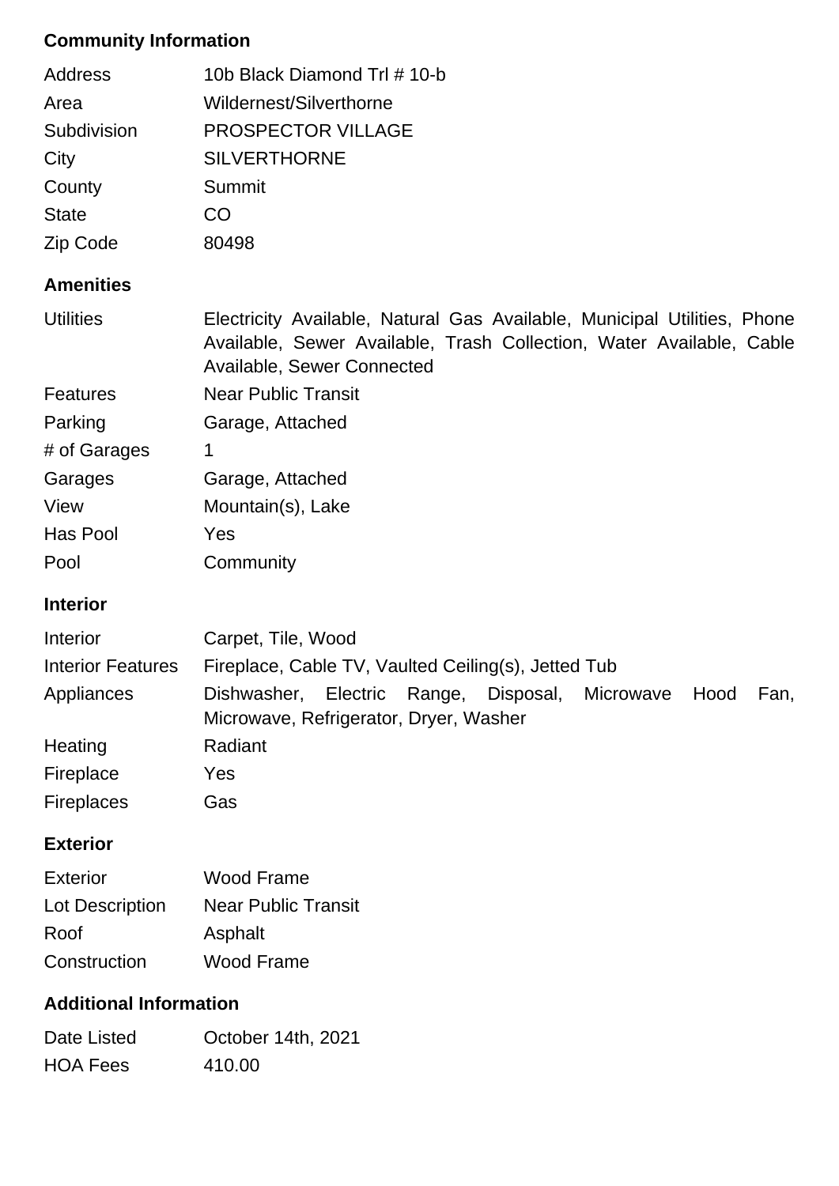## Community Information

| | |
|---|---|
| Address | 10b Black Diamond Trl # 10-b |
| Area | Wildernest/Silverthorne |
| Subdivision | PROSPECTOR VILLAGE |
| City | SILVERTHORNE |
| County | Summit |
| State | CO |
| Zip Code | 80498 |

## Amenities

| | |
|---|---|
| Utilities | Electricity Available, Natural Gas Available, Municipal Utilities, Phone Available, Sewer Available, Trash Collection, Water Available, Cable Available, Sewer Connected |
| Features | Near Public Transit |
| Parking | Garage, Attached |
| # of Garages | 1 |
| Garages | Garage, Attached |
| View | Mountain(s), Lake |
| Has Pool | Yes |
| Pool | Community |

## Interior

| | |
|---|---|
| Interior | Carpet, Tile, Wood |
| Interior Features | Fireplace, Cable TV, Vaulted Ceiling(s), Jetted Tub |
| Appliances | Dishwasher, Electric Range, Disposal, Microwave Hood Fan, Microwave, Refrigerator, Dryer, Washer |
| Heating | Radiant |
| Fireplace | Yes |
| Fireplaces | Gas |

## Exterior

| | |
|---|---|
| Exterior | Wood Frame |
| Lot Description | Near Public Transit |
| Roof | Asphalt |
| Construction | Wood Frame |

## Additional Information

| | |
|---|---|
| Date Listed | October 14th, 2021 |
| HOA Fees | 410.00 |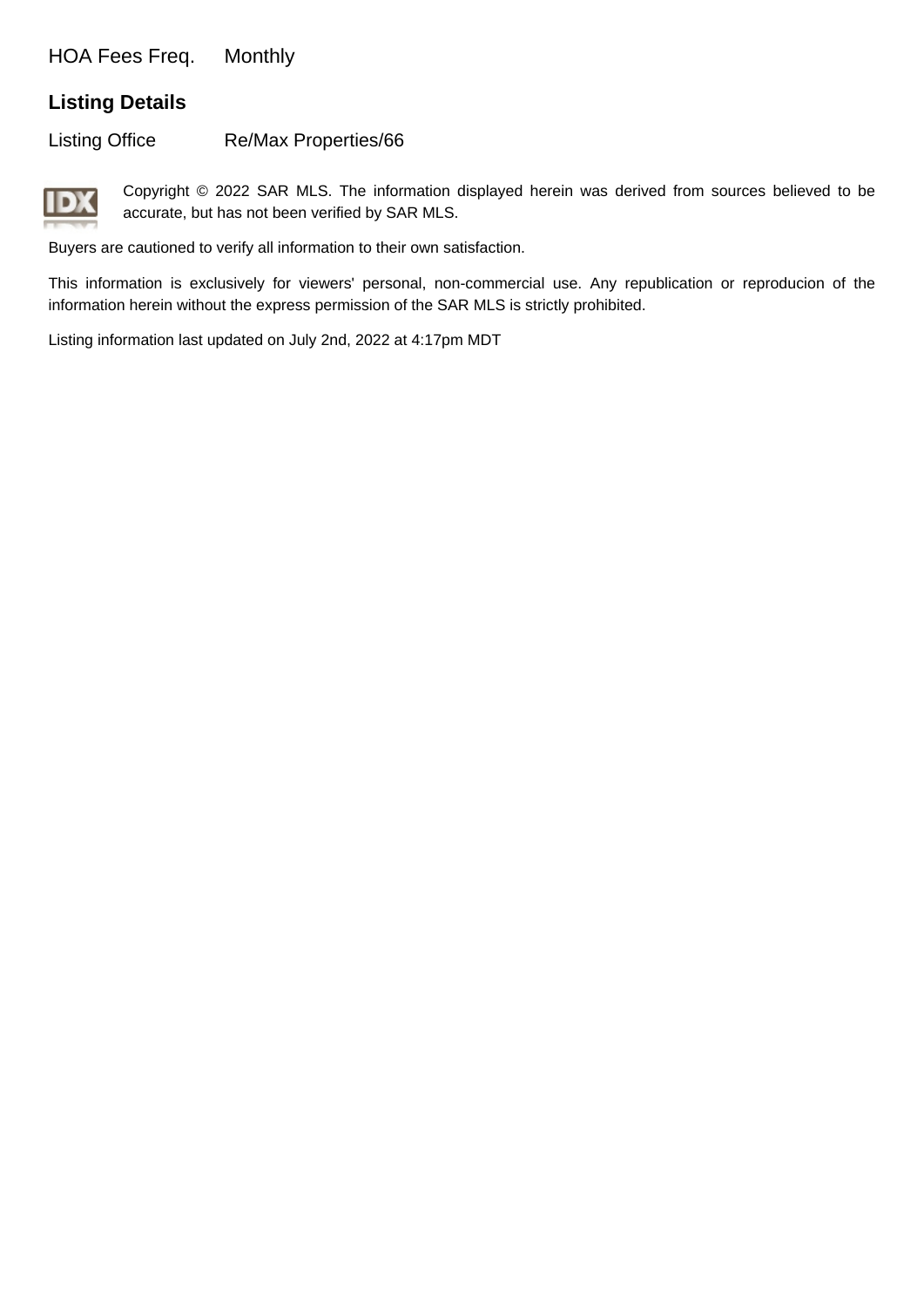| | |
|---|---|
| HOA Fees Freq. | Monthly |

**Listing Details**

| | |
|---|---|
| Listing Office | Re/Max Properties/66 |

Copyright © 2022 SAR MLS. The information displayed herein was derived from sources believed to be accurate, but has not been verified by SAR MLS.

Buyers are cautioned to verify all information to their own satisfaction.

This information is exclusively for viewers' personal, non-commercial use. Any republication or reproducion of the information herein without the express permission of the SAR MLS is strictly prohibited.

Listing information last updated on July 2nd, 2022 at 4:17pm MDT